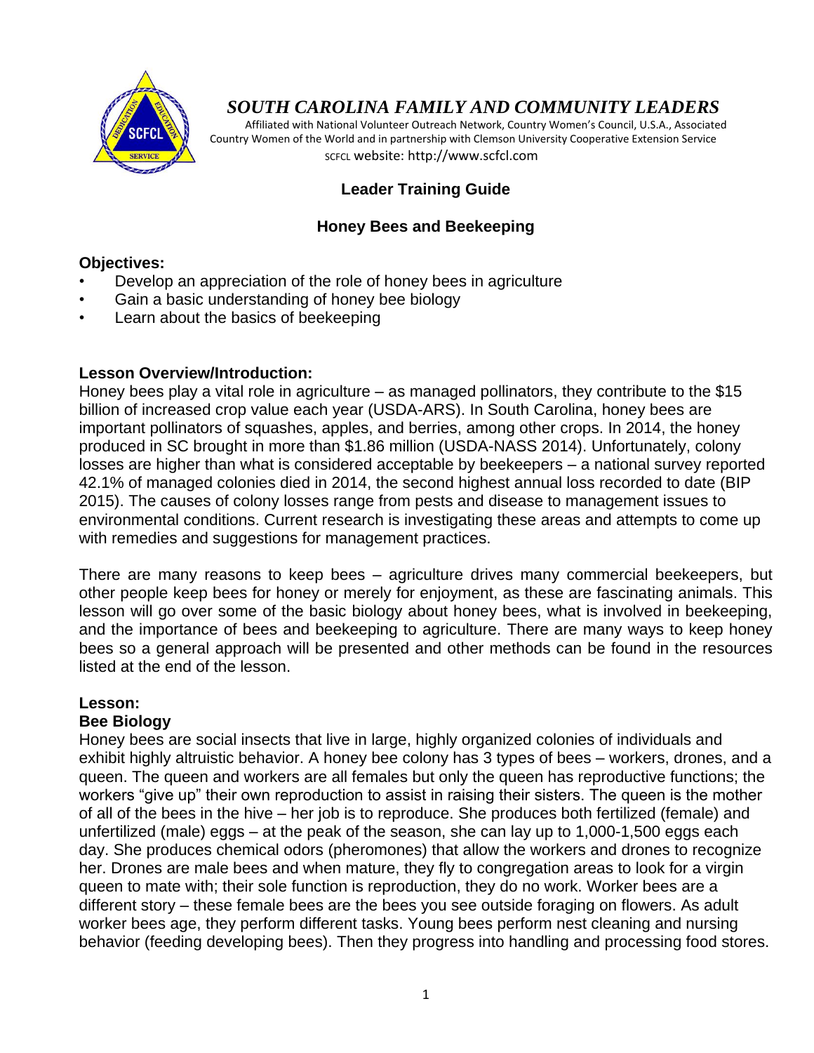# *SOUTH CAROLINA FAMILY AND COMMUNITY LEADERS*

Affiliated with National Volunteer Outreach Network, Country Women's Council, U.S.A., Associated Country Women of the World and in partnership with Clemson University Cooperative Extension Service

SCFCL website: http://www.scfcl.com

## Leader Training Guide

## Honey Bees and Beekeeping

### Objectives:

- Develop an appreciation of the role of honey bees in agriculture
- Gain a basic understanding of honey bee biology
- Learn about the basics of beekeeping

### Lesson Overview/Introduction:

Honey bees play a vital role in agriculture – as managed pollinators, they contribute to the $15 billion of increased crop value each year (USDA-ARS). In South Carolina, honey bees are important pollinators of squashes, apples, and berries, among other crops. In 2014, the honey produced in SC brought in more than $1.86 million (USDA-NASS 2014). Unfortunately, colony losses are higher than what is considered acceptable by beekeepers – a national survey reported 42.1% of managed colonies died in 2014, the second highest annual loss recorded to date (BIP 2015). The causes of colony losses range from pests and disease to management issues to environmental conditions. Current research is investigating these areas and attempts to come up with remedies and suggestions for management practices.

There are many reasons to keep bees – agriculture drives many commercial beekeepers, but other people keep bees for honey or merely for enjoyment, as these are fascinating animals. This lesson will go over some of the basic biology about honey bees, what is involved in beekeeping, and the importance of bees and beekeeping to agriculture. There are many ways to keep honey bees so a general approach will be presented and other methods can be found in the resources listed at the end of the lesson.

### Lesson:

### Bee Biology

Honey bees are social insects that live in large, highly organized colonies of individuals and exhibit highly altruistic behavior. A honey bee colony has 3 types of bees – workers, drones, and a queen. The queen and workers are all females but only the queen has reproductive functions; the workers "give up" their own reproduction to assist in raising their sisters. The queen is the mother of all of the bees in the hive – her job is to reproduce. She produces both fertilized (female) and unfertilized (male) eggs – at the peak of the season, she can lay up to 1,000-1,500 eggs each day. She produces chemical odors (pheromones) that allow the workers and drones to recognize her. Drones are male bees and when mature, they fly to congregation areas to look for a virgin queen to mate with; their sole function is reproduction, they do no work. Worker bees are a different story – these female bees are the bees you see outside foraging on flowers. As adult worker bees age, they perform different tasks. Young bees perform nest cleaning and nursing behavior (feeding developing bees). Then they progress into handling and processing food stores.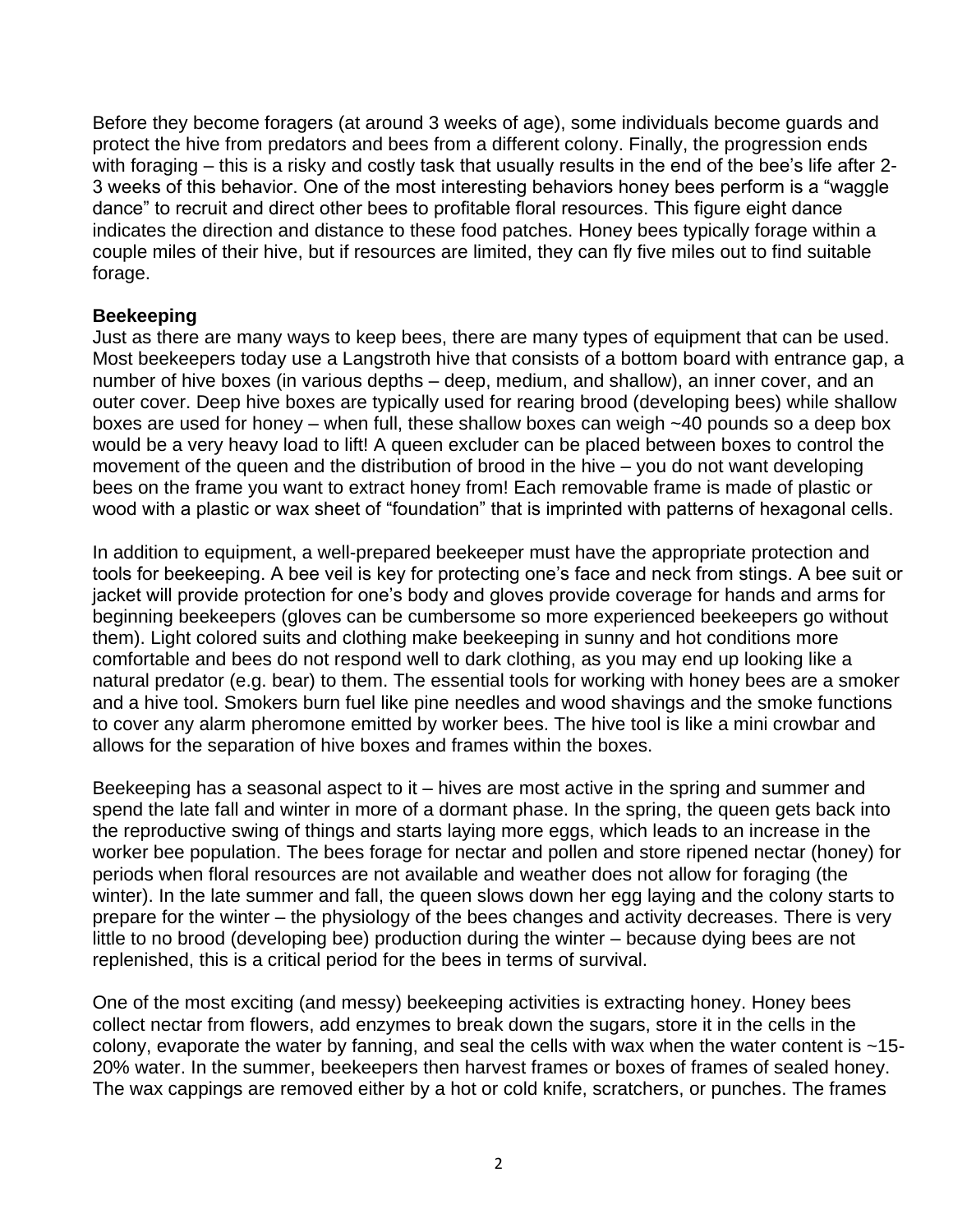Before they become foragers (at around 3 weeks of age), some individuals become guards and protect the hive from predators and bees from a different colony. Finally, the progression ends with foraging – this is a risky and costly task that usually results in the end of the bee's life after 2-3 weeks of this behavior. One of the most interesting behaviors honey bees perform is a "waggle dance" to recruit and direct other bees to profitable floral resources. This figure eight dance indicates the direction and distance to these food patches. Honey bees typically forage within a couple miles of their hive, but if resources are limited, they can fly five miles out to find suitable forage.

**Beekeeping**

Just as there are many ways to keep bees, there are many types of equipment that can be used. Most beekeepers today use a Langstroth hive that consists of a bottom board with entrance gap, a number of hive boxes (in various depths – deep, medium, and shallow), an inner cover, and an outer cover. Deep hive boxes are typically used for rearing brood (developing bees) while shallow boxes are used for honey – when full, these shallow boxes can weigh ~40 pounds so a deep box would be a very heavy load to lift! A queen excluder can be placed between boxes to control the movement of the queen and the distribution of brood in the hive – you do not want developing bees on the frame you want to extract honey from! Each removable frame is made of plastic or wood with a plastic or wax sheet of "foundation" that is imprinted with patterns of hexagonal cells.

In addition to equipment, a well-prepared beekeeper must have the appropriate protection and tools for beekeeping. A bee veil is key for protecting one's face and neck from stings. A bee suit or jacket will provide protection for one's body and gloves provide coverage for hands and arms for beginning beekeepers (gloves can be cumbersome so more experienced beekeepers go without them). Light colored suits and clothing make beekeeping in sunny and hot conditions more comfortable and bees do not respond well to dark clothing, as you may end up looking like a natural predator (e.g. bear) to them. The essential tools for working with honey bees are a smoker and a hive tool. Smokers burn fuel like pine needles and wood shavings and the smoke functions to cover any alarm pheromone emitted by worker bees. The hive tool is like a mini crowbar and allows for the separation of hive boxes and frames within the boxes.

Beekeeping has a seasonal aspect to it – hives are most active in the spring and summer and spend the late fall and winter in more of a dormant phase. In the spring, the queen gets back into the reproductive swing of things and starts laying more eggs, which leads to an increase in the worker bee population. The bees forage for nectar and pollen and store ripened nectar (honey) for periods when floral resources are not available and weather does not allow for foraging (the winter). In the late summer and fall, the queen slows down her egg laying and the colony starts to prepare for the winter – the physiology of the bees changes and activity decreases. There is very little to no brood (developing bee) production during the winter – because dying bees are not replenished, this is a critical period for the bees in terms of survival.

One of the most exciting (and messy) beekeeping activities is extracting honey. Honey bees collect nectar from flowers, add enzymes to break down the sugars, store it in the cells in the colony, evaporate the water by fanning, and seal the cells with wax when the water content is ~15-20% water. In the summer, beekeepers then harvest frames or boxes of frames of sealed honey. The wax cappings are removed either by a hot or cold knife, scratchers, or punches. The frames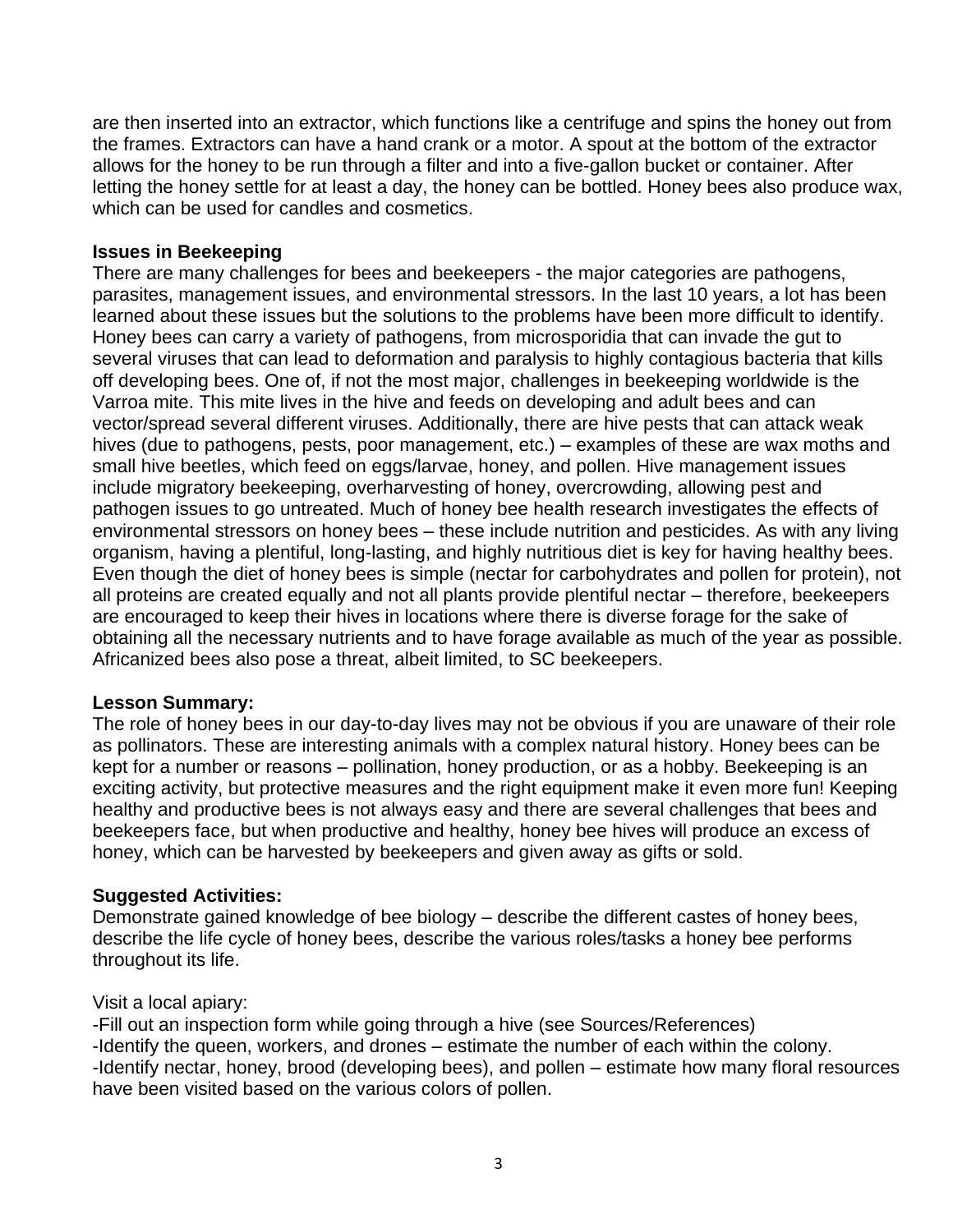are then inserted into an extractor, which functions like a centrifuge and spins the honey out from the frames. Extractors can have a hand crank or a motor. A spout at the bottom of the extractor allows for the honey to be run through a filter and into a five-gallon bucket or container. After letting the honey settle for at least a day, the honey can be bottled. Honey bees also produce wax, which can be used for candles and cosmetics.

**Issues in Beekeeping**

There are many challenges for bees and beekeepers - the major categories are pathogens, parasites, management issues, and environmental stressors. In the last 10 years, a lot has been learned about these issues but the solutions to the problems have been more difficult to identify. Honey bees can carry a variety of pathogens, from microsporidia that can invade the gut to several viruses that can lead to deformation and paralysis to highly contagious bacteria that kills off developing bees. One of, if not the most major, challenges in beekeeping worldwide is the Varroa mite. This mite lives in the hive and feeds on developing and adult bees and can vector/spread several different viruses. Additionally, there are hive pests that can attack weak hives (due to pathogens, pests, poor management, etc.) – examples of these are wax moths and small hive beetles, which feed on eggs/larvae, honey, and pollen. Hive management issues include migratory beekeeping, overharvesting of honey, overcrowding, allowing pest and pathogen issues to go untreated. Much of honey bee health research investigates the effects of environmental stressors on honey bees – these include nutrition and pesticides. As with any living organism, having a plentiful, long-lasting, and highly nutritious diet is key for having healthy bees. Even though the diet of honey bees is simple (nectar for carbohydrates and pollen for protein), not all proteins are created equally and not all plants provide plentiful nectar – therefore, beekeepers are encouraged to keep their hives in locations where there is diverse forage for the sake of obtaining all the necessary nutrients and to have forage available as much of the year as possible. Africanized bees also pose a threat, albeit limited, to SC beekeepers.

**Lesson Summary:**

The role of honey bees in our day-to-day lives may not be obvious if you are unaware of their role as pollinators. These are interesting animals with a complex natural history. Honey bees can be kept for a number or reasons – pollination, honey production, or as a hobby. Beekeeping is an exciting activity, but protective measures and the right equipment make it even more fun! Keeping healthy and productive bees is not always easy and there are several challenges that bees and beekeepers face, but when productive and healthy, honey bee hives will produce an excess of honey, which can be harvested by beekeepers and given away as gifts or sold.

**Suggested Activities:**

Demonstrate gained knowledge of bee biology – describe the different castes of honey bees, describe the life cycle of honey bees, describe the various roles/tasks a honey bee performs throughout its life.

Visit a local apiary:

-Fill out an inspection form while going through a hive (see Sources/References)

-Identify the queen, workers, and drones – estimate the number of each within the colony.

-Identify nectar, honey, brood (developing bees), and pollen – estimate how many floral resources have been visited based on the various colors of pollen.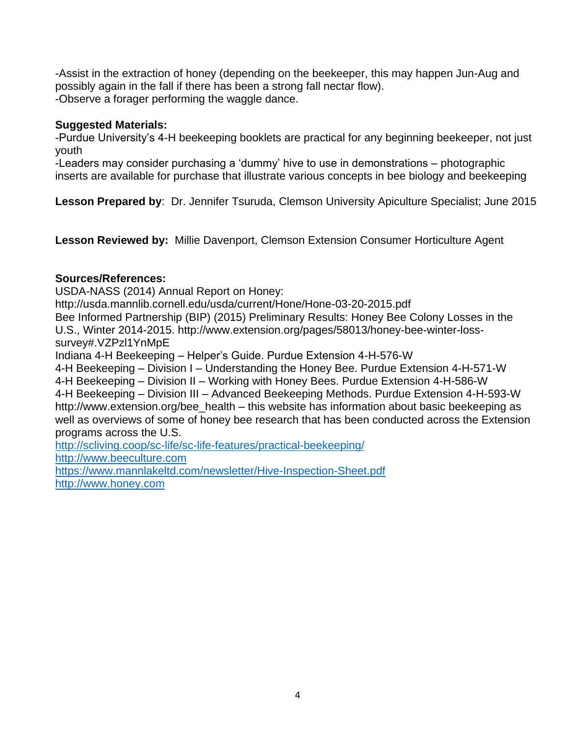-Assist in the extraction of honey (depending on the beekeeper, this may happen Jun-Aug and possibly again in the fall if there has been a strong fall nectar flow).
-Observe a forager performing the waggle dance.

**Suggested Materials:**
-Purdue University's 4-H beekeeping booklets are practical for any beginning beekeeper, not just youth
-Leaders may consider purchasing a 'dummy' hive to use in demonstrations – photographic inserts are available for purchase that illustrate various concepts in bee biology and beekeeping

**Lesson Prepared by**: Dr. Jennifer Tsuruda, Clemson University Apiculture Specialist; June 2015

**Lesson Reviewed by:** Millie Davenport, Clemson Extension Consumer Horticulture Agent

**Sources/References:**
USDA-NASS (2014) Annual Report on Honey: http://usda.mannlib.cornell.edu/usda/current/Hone/Hone-03-20-2015.pdf
Bee Informed Partnership (BIP) (2015) Preliminary Results: Honey Bee Colony Losses in the U.S., Winter 2014-2015. http://www.extension.org/pages/58013/honey-bee-winter-loss-survey#.VZPzl1YnMpE
Indiana 4-H Beekeeping – Helper's Guide. Purdue Extension 4-H-576-W
4-H Beekeeping – Division I – Understanding the Honey Bee. Purdue Extension 4-H-571-W
4-H Beekeeping – Division II – Working with Honey Bees. Purdue Extension 4-H-586-W
4-H Beekeeping – Division III – Advanced Beekeeping Methods. Purdue Extension 4-H-593-W
http://www.extension.org/bee_health – this website has information about basic beekeeping as well as overviews of some of honey bee research that has been conducted across the Extension programs across the U.S.
http://scliving.coop/sc-life/sc-life-features/practical-beekeeping/
http://www.beeculture.com
https://www.mannlakeltd.com/newsletter/Hive-Inspection-Sheet.pdf
http://www.honey.com